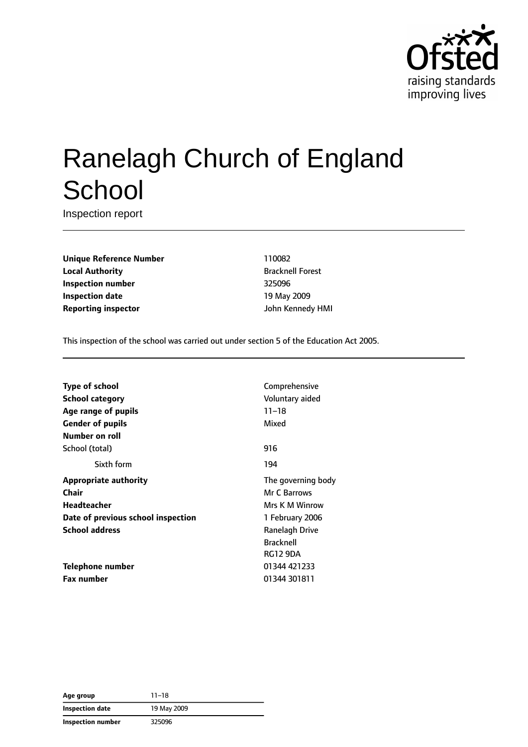# Ranelagh Church of England School

Inspection report

| | |
|---|---|
| **Unique Reference Number** | 110082 |
| **Local Authority** | Bracknell Forest |
| **Inspection number** | 325096 |
| **Inspection date** | 19 May 2009 |
| **Reporting inspector** | John Kennedy HMI |

This inspection of the school was carried out under section 5 of the Education Act 2005.

| | |
|---|---|
| **Type of school** | Comprehensive |
| **School category** | Voluntary aided |
| **Age range of pupils** | 11–18 |
| **Gender of pupils** | Mixed |
| **Number on roll** | |
| School (total) | 916 |
| Sixth form | 194 |
| **Appropriate authority** | The governing body |
| **Chair** | Mr C Barrows |
| **Headteacher** | Mrs K M Winrow |
| **Date of previous school inspection** | 1 February 2006 |
| **School address** | Ranelagh Drive<br>Bracknell<br>RG12 9DA |
| **Telephone number** | 01344 421233 |
| **Fax number** | 01344 301811 |

| | |
|---|---|
| **Age group** | 11–18 |
| **Inspection date** | 19 May 2009 |
| **Inspection number** | 325096 |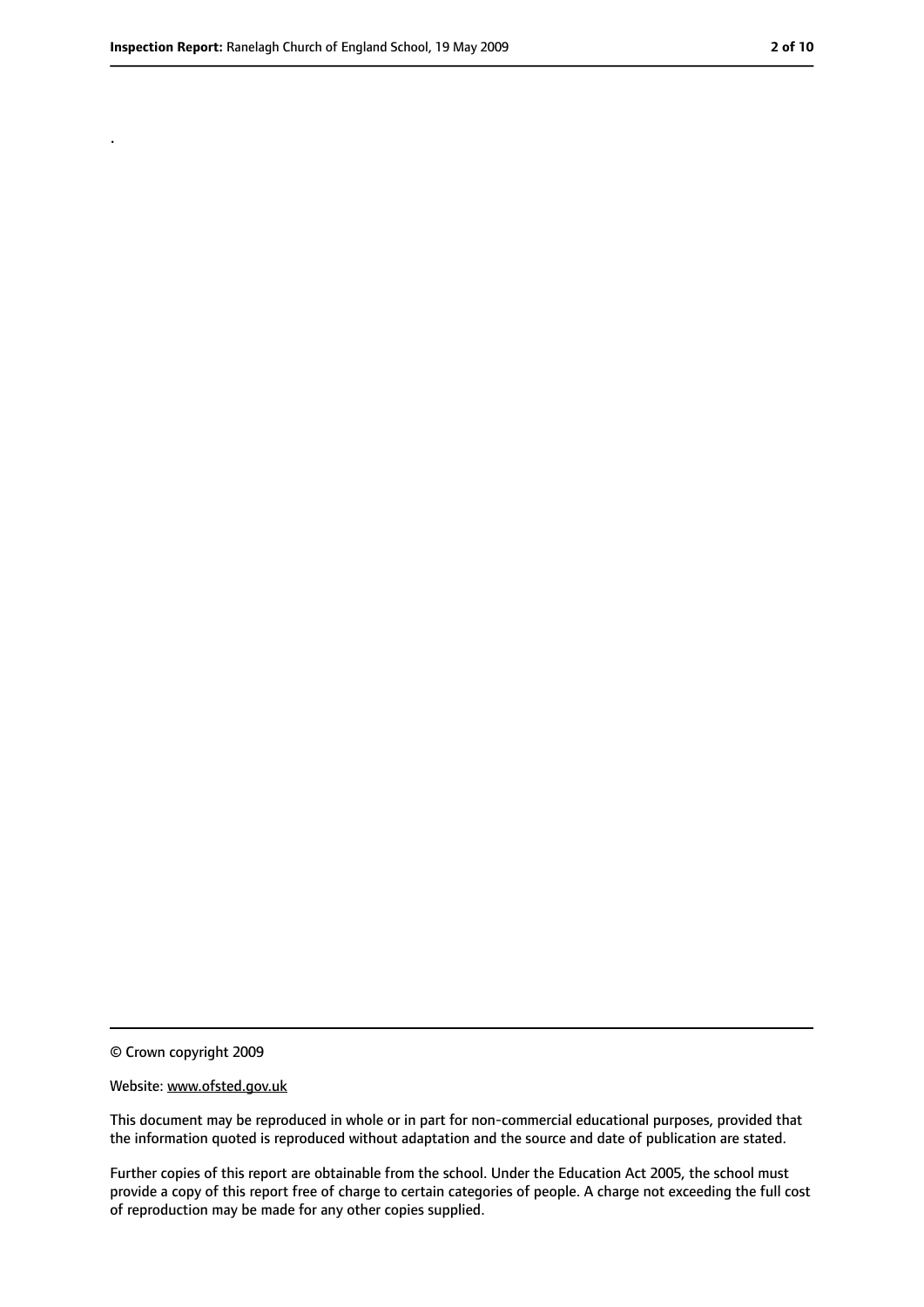.

© Crown copyright 2009

Website: www.ofsted.gov.uk

This document may be reproduced in whole or in part for non-commercial educational purposes, provided that the information quoted is reproduced without adaptation and the source and date of publication are stated.

Further copies of this report are obtainable from the school. Under the Education Act 2005, the school must provide a copy of this report free of charge to certain categories of people. A charge not exceeding the full cost of reproduction may be made for any other copies supplied.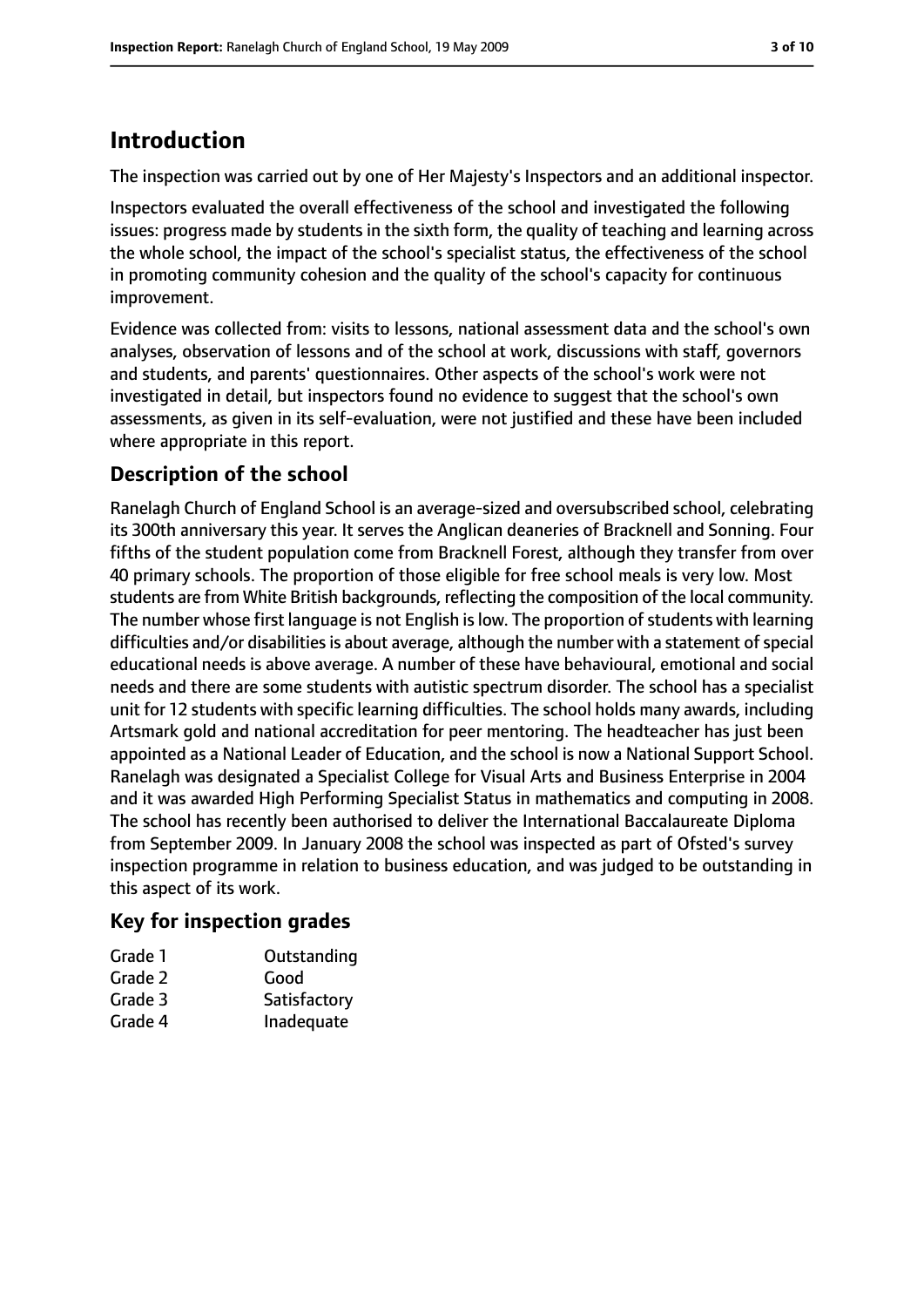# Introduction

The inspection was carried out by one of Her Majesty's Inspectors and an additional inspector.

Inspectors evaluated the overall effectiveness of the school and investigated the following issues: progress made by students in the sixth form, the quality of teaching and learning across the whole school, the impact of the school's specialist status, the effectiveness of the school in promoting community cohesion and the quality of the school's capacity for continuous improvement.

Evidence was collected from: visits to lessons, national assessment data and the school's own analyses, observation of lessons and of the school at work, discussions with staff, governors and students, and parents' questionnaires. Other aspects of the school's work were not investigated in detail, but inspectors found no evidence to suggest that the school's own assessments, as given in its self-evaluation, were not justified and these have been included where appropriate in this report.

## Description of the school

Ranelagh Church of England School is an average-sized and oversubscribed school, celebrating its 300th anniversary this year. It serves the Anglican deaneries of Bracknell and Sonning. Four fifths of the student population come from Bracknell Forest, although they transfer from over 40 primary schools. The proportion of those eligible for free school meals is very low. Most students are from White British backgrounds, reflecting the composition of the local community. The number whose first language is not English is low. The proportion of students with learning difficulties and/or disabilities is about average, although the number with a statement of special educational needs is above average. A number of these have behavioural, emotional and social needs and there are some students with autistic spectrum disorder. The school has a specialist unit for 12 students with specific learning difficulties. The school holds many awards, including Artsmark gold and national accreditation for peer mentoring. The headteacher has just been appointed as a National Leader of Education, and the school is now a National Support School. Ranelagh was designated a Specialist College for Visual Arts and Business Enterprise in 2004 and it was awarded High Performing Specialist Status in mathematics and computing in 2008. The school has recently been authorised to deliver the International Baccalaureate Diploma from September 2009. In January 2008 the school was inspected as part of Ofsted's survey inspection programme in relation to business education, and was judged to be outstanding in this aspect of its work.

## Key for inspection grades

| | |
|---|---|
| Grade 1 | Outstanding |
| Grade 2 | Good |
| Grade 3 | Satisfactory |
| Grade 4 | Inadequate |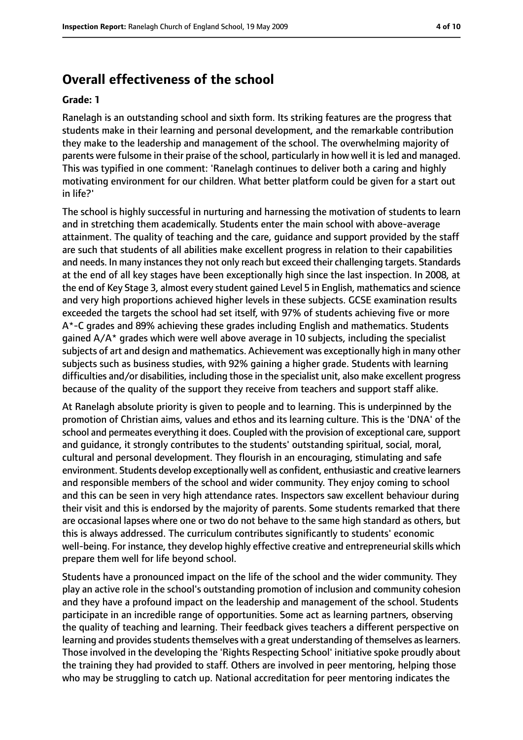## Overall effectiveness of the school

**Grade: 1**

Ranelagh is an outstanding school and sixth form. Its striking features are the progress that students make in their learning and personal development, and the remarkable contribution they make to the leadership and management of the school. The overwhelming majority of parents were fulsome in their praise of the school, particularly in how well it is led and managed. This was typified in one comment: 'Ranelagh continues to deliver both a caring and highly motivating environment for our children. What better platform could be given for a start out in life?'

The school is highly successful in nurturing and harnessing the motivation of students to learn and in stretching them academically. Students enter the main school with above-average attainment. The quality of teaching and the care, guidance and support provided by the staff are such that students of all abilities make excellent progress in relation to their capabilities and needs. In many instances they not only reach but exceed their challenging targets. Standards at the end of all key stages have been exceptionally high since the last inspection. In 2008, at the end of Key Stage 3, almost every student gained Level 5 in English, mathematics and science and very high proportions achieved higher levels in these subjects. GCSE examination results exceeded the targets the school had set itself, with 97% of students achieving five or more A*-C grades and 89% achieving these grades including English and mathematics. Students gained A/A* grades which were well above average in 10 subjects, including the specialist subjects of art and design and mathematics. Achievement was exceptionally high in many other subjects such as business studies, with 92% gaining a higher grade. Students with learning difficulties and/or disabilities, including those in the specialist unit, also make excellent progress because of the quality of the support they receive from teachers and support staff alike.

At Ranelagh absolute priority is given to people and to learning. This is underpinned by the promotion of Christian aims, values and ethos and its learning culture. This is the 'DNA' of the school and permeates everything it does. Coupled with the provision of exceptional care, support and guidance, it strongly contributes to the students' outstanding spiritual, social, moral, cultural and personal development. They flourish in an encouraging, stimulating and safe environment. Students develop exceptionally well as confident, enthusiastic and creative learners and responsible members of the school and wider community. They enjoy coming to school and this can be seen in very high attendance rates. Inspectors saw excellent behaviour during their visit and this is endorsed by the majority of parents. Some students remarked that there are occasional lapses where one or two do not behave to the same high standard as others, but this is always addressed. The curriculum contributes significantly to students' economic well-being. For instance, they develop highly effective creative and entrepreneurial skills which prepare them well for life beyond school.

Students have a pronounced impact on the life of the school and the wider community. They play an active role in the school's outstanding promotion of inclusion and community cohesion and they have a profound impact on the leadership and management of the school. Students participate in an incredible range of opportunities. Some act as learning partners, observing the quality of teaching and learning. Their feedback gives teachers a different perspective on learning and provides students themselves with a great understanding of themselves as learners. Those involved in the developing the 'Rights Respecting School' initiative spoke proudly about the training they had provided to staff. Others are involved in peer mentoring, helping those who may be struggling to catch up. National accreditation for peer mentoring indicates the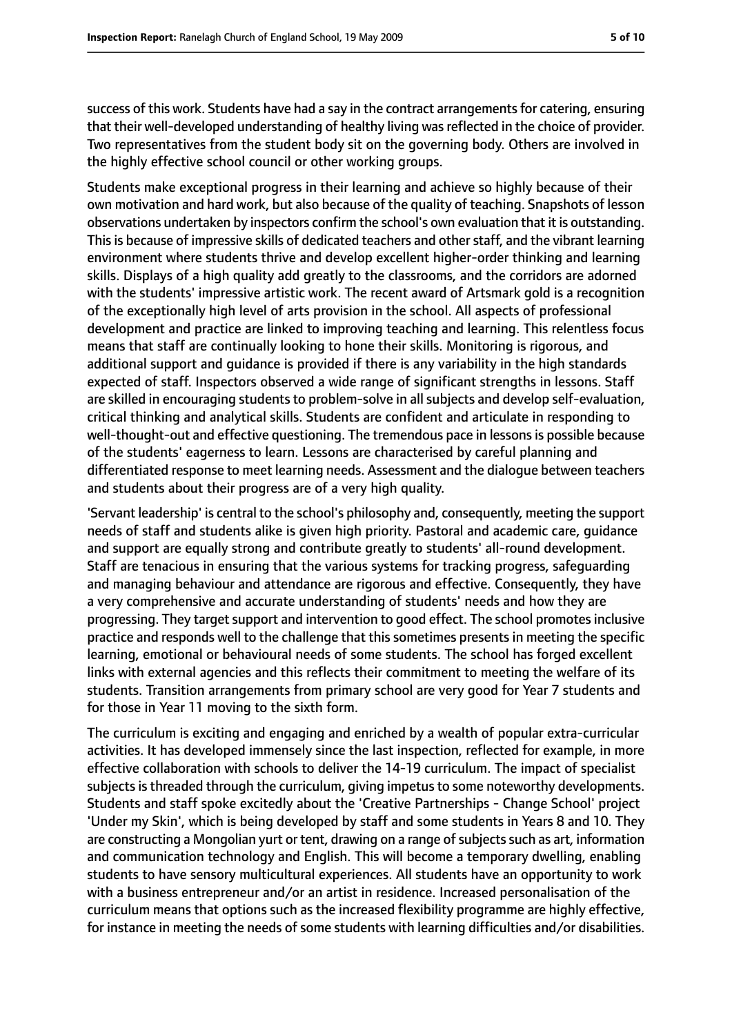success of this work. Students have had a say in the contract arrangements for catering, ensuring that their well-developed understanding of healthy living was reflected in the choice of provider. Two representatives from the student body sit on the governing body. Others are involved in the highly effective school council or other working groups.

Students make exceptional progress in their learning and achieve so highly because of their own motivation and hard work, but also because of the quality of teaching. Snapshots of lesson observations undertaken by inspectors confirm the school's own evaluation that it is outstanding. This is because of impressive skills of dedicated teachers and other staff, and the vibrant learning environment where students thrive and develop excellent higher-order thinking and learning skills. Displays of a high quality add greatly to the classrooms, and the corridors are adorned with the students' impressive artistic work. The recent award of Artsmark gold is a recognition of the exceptionally high level of arts provision in the school. All aspects of professional development and practice are linked to improving teaching and learning. This relentless focus means that staff are continually looking to hone their skills. Monitoring is rigorous, and additional support and guidance is provided if there is any variability in the high standards expected of staff. Inspectors observed a wide range of significant strengths in lessons. Staff are skilled in encouraging students to problem-solve in all subjects and develop self-evaluation, critical thinking and analytical skills. Students are confident and articulate in responding to well-thought-out and effective questioning. The tremendous pace in lessons is possible because of the students' eagerness to learn. Lessons are characterised by careful planning and differentiated response to meet learning needs. Assessment and the dialogue between teachers and students about their progress are of a very high quality.

'Servant leadership' is central to the school's philosophy and, consequently, meeting the support needs of staff and students alike is given high priority. Pastoral and academic care, guidance and support are equally strong and contribute greatly to students' all-round development. Staff are tenacious in ensuring that the various systems for tracking progress, safeguarding and managing behaviour and attendance are rigorous and effective. Consequently, they have a very comprehensive and accurate understanding of students' needs and how they are progressing. They target support and intervention to good effect. The school promotes inclusive practice and responds well to the challenge that this sometimes presents in meeting the specific learning, emotional or behavioural needs of some students. The school has forged excellent links with external agencies and this reflects their commitment to meeting the welfare of its students. Transition arrangements from primary school are very good for Year 7 students and for those in Year 11 moving to the sixth form.

The curriculum is exciting and engaging and enriched by a wealth of popular extra-curricular activities. It has developed immensely since the last inspection, reflected for example, in more effective collaboration with schools to deliver the 14-19 curriculum. The impact of specialist subjects is threaded through the curriculum, giving impetus to some noteworthy developments. Students and staff spoke excitedly about the 'Creative Partnerships - Change School' project 'Under my Skin', which is being developed by staff and some students in Years 8 and 10. They are constructing a Mongolian yurt or tent, drawing on a range of subjects such as art, information and communication technology and English. This will become a temporary dwelling, enabling students to have sensory multicultural experiences. All students have an opportunity to work with a business entrepreneur and/or an artist in residence. Increased personalisation of the curriculum means that options such as the increased flexibility programme are highly effective, for instance in meeting the needs of some students with learning difficulties and/or disabilities.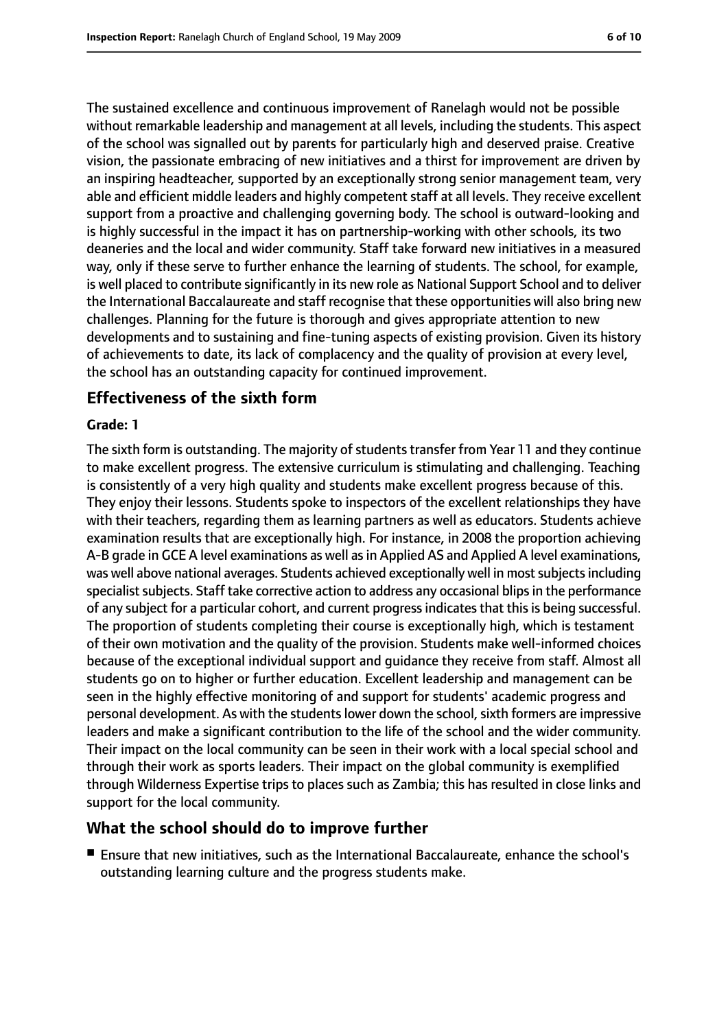The sustained excellence and continuous improvement of Ranelagh would not be possible without remarkable leadership and management at all levels, including the students. This aspect of the school was signalled out by parents for particularly high and deserved praise. Creative vision, the passionate embracing of new initiatives and a thirst for improvement are driven by an inspiring headteacher, supported by an exceptionally strong senior management team, very able and efficient middle leaders and highly competent staff at all levels. They receive excellent support from a proactive and challenging governing body. The school is outward-looking and is highly successful in the impact it has on partnership-working with other schools, its two deaneries and the local and wider community. Staff take forward new initiatives in a measured way, only if these serve to further enhance the learning of students. The school, for example, is well placed to contribute significantly in its new role as National Support School and to deliver the International Baccalaureate and staff recognise that these opportunities will also bring new challenges. Planning for the future is thorough and gives appropriate attention to new developments and to sustaining and fine-tuning aspects of existing provision. Given its history of achievements to date, its lack of complacency and the quality of provision at every level, the school has an outstanding capacity for continued improvement.

## Effectiveness of the sixth form

#### Grade: 1

The sixth form is outstanding. The majority of students transfer from Year 11 and they continue to make excellent progress. The extensive curriculum is stimulating and challenging. Teaching is consistently of a very high quality and students make excellent progress because of this. They enjoy their lessons. Students spoke to inspectors of the excellent relationships they have with their teachers, regarding them as learning partners as well as educators. Students achieve examination results that are exceptionally high. For instance, in 2008 the proportion achieving A-B grade in GCE A level examinations as well as in Applied AS and Applied A level examinations, was well above national averages. Students achieved exceptionally well in most subjects including specialist subjects. Staff take corrective action to address any occasional blips in the performance of any subject for a particular cohort, and current progress indicates that this is being successful. The proportion of students completing their course is exceptionally high, which is testament of their own motivation and the quality of the provision. Students make well-informed choices because of the exceptional individual support and guidance they receive from staff. Almost all students go on to higher or further education. Excellent leadership and management can be seen in the highly effective monitoring of and support for students' academic progress and personal development. As with the students lower down the school, sixth formers are impressive leaders and make a significant contribution to the life of the school and the wider community. Their impact on the local community can be seen in their work with a local special school and through their work as sports leaders. Their impact on the global community is exemplified through Wilderness Expertise trips to places such as Zambia; this has resulted in close links and support for the local community.

## What the school should do to improve further

- Ensure that new initiatives, such as the International Baccalaureate, enhance the school's outstanding learning culture and the progress students make.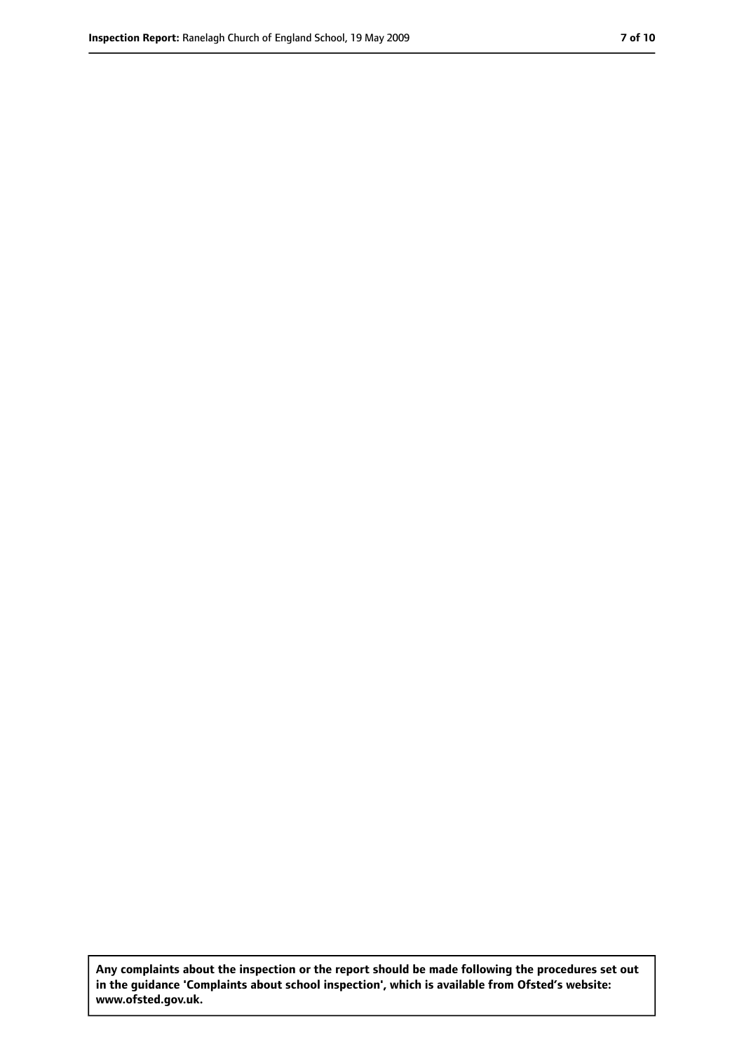**Any complaints about the inspection or the report should be made following the procedures set out in the guidance 'Complaints about school inspection', which is available from Ofsted's website: www.ofsted.gov.uk.**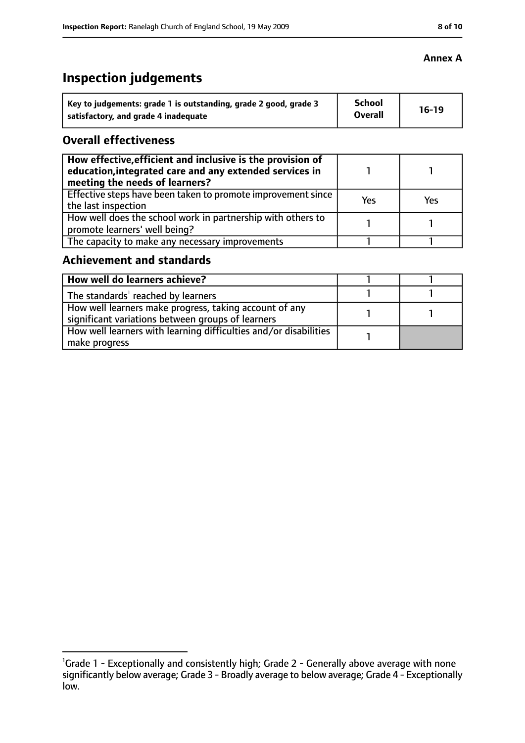**Annex A**

# Inspection judgements

| Key to judgements: grade 1 is outstanding, grade 2 good, grade 3 satisfactory, and grade 4 inadequate | School Overall | 16-19 |
|---|---|---|

## Overall effectiveness

| How effective, efficient and inclusive is the provision of education, integrated care and any extended services in meeting the needs of learners? | 1 | 1 |
|---|---|---|
| Effective steps have been taken to promote improvement since the last inspection | Yes | Yes |
| How well does the school work in partnership with others to promote learners' well being? | 1 | 1 |
| The capacity to make any necessary improvements | 1 | 1 |

## Achievement and standards

| How well do learners achieve? | 1 | 1 |
|---|---|---|
| The standards[1] reached by learners | 1 | 1 |
| How well learners make progress, taking account of any significant variations between groups of learners | 1 | 1 |
| How well learners with learning difficulties and/or disabilities make progress | 1 | |

[1]Grade 1 - Exceptionally and consistently high; Grade 2 - Generally above average with none significantly below average; Grade 3 - Broadly average to below average; Grade 4 - Exceptionally low.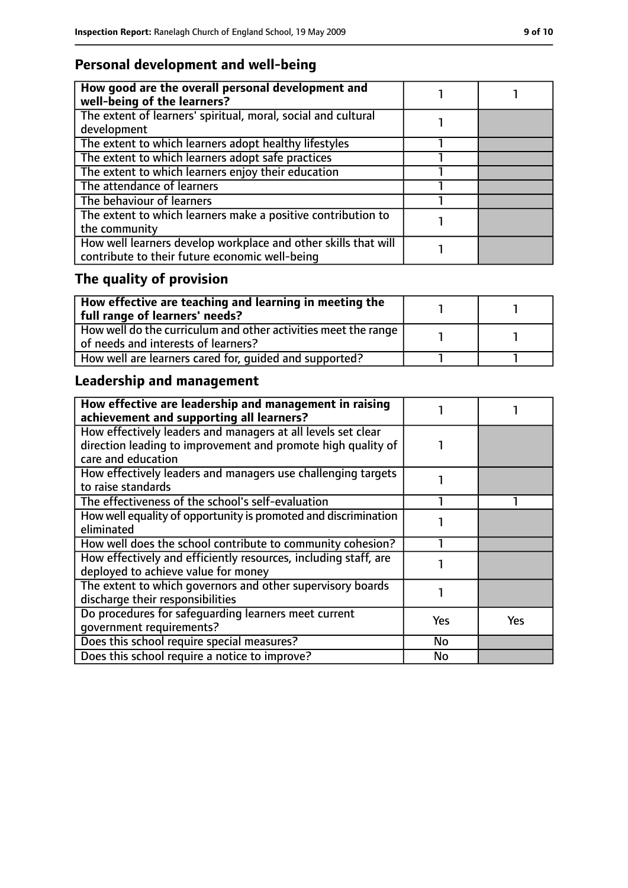## Personal development and well-being

| How good are the overall personal development and well-being of the learners? | 1 | 1 |
|---|---|---|
| The extent of learners' spiritual, moral, social and cultural development | 1 | |
| The extent to which learners adopt healthy lifestyles | 1 | |
| The extent to which learners adopt safe practices | 1 | |
| The extent to which learners enjoy their education | 1 | |
| The attendance of learners | 1 | |
| The behaviour of learners | 1 | |
| The extent to which learners make a positive contribution to the community | 1 | |
| How well learners develop workplace and other skills that will contribute to their future economic well-being | 1 | |

## The quality of provision

| How effective are teaching and learning in meeting the full range of learners' needs? | 1 | 1 |
|---|---|---|
| How well do the curriculum and other activities meet the range of needs and interests of learners? | 1 | 1 |
| How well are learners cared for, guided and supported? | 1 | 1 |

## Leadership and management

| How effective are leadership and management in raising achievement and supporting all learners? | 1 | 1 |
|---|---|---|
| How effectively leaders and managers at all levels set clear direction leading to improvement and promote high quality of care and education | 1 | |
| How effectively leaders and managers use challenging targets to raise standards | 1 | |
| The effectiveness of the school's self-evaluation | 1 | 1 |
| How well equality of opportunity is promoted and discrimination eliminated | 1 | |
| How well does the school contribute to community cohesion? | 1 | |
| How effectively and efficiently resources, including staff, are deployed to achieve value for money | 1 | |
| The extent to which governors and other supervisory boards discharge their responsibilities | 1 | |
| Do procedures for safeguarding learners meet current government requirements? | Yes | Yes |
| Does this school require special measures? | No | |
| Does this school require a notice to improve? | No | |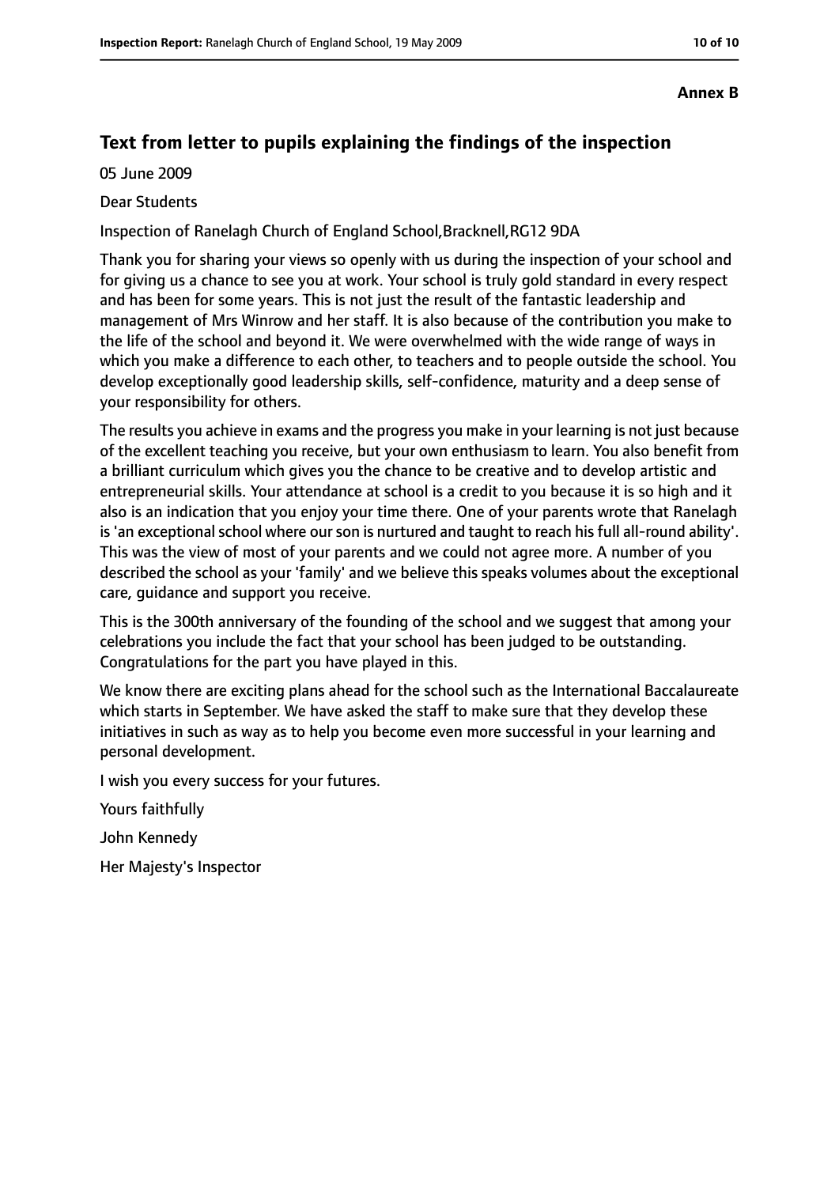**Annex B**

## Text from letter to pupils explaining the findings of the inspection

05 June 2009

Dear Students

Inspection of Ranelagh Church of England School,Bracknell,RG12 9DA

Thank you for sharing your views so openly with us during the inspection of your school and for giving us a chance to see you at work. Your school is truly gold standard in every respect and has been for some years. This is not just the result of the fantastic leadership and management of Mrs Winrow and her staff. It is also because of the contribution you make to the life of the school and beyond it. We were overwhelmed with the wide range of ways in which you make a difference to each other, to teachers and to people outside the school. You develop exceptionally good leadership skills, self-confidence, maturity and a deep sense of your responsibility for others.

The results you achieve in exams and the progress you make in your learning is not just because of the excellent teaching you receive, but your own enthusiasm to learn. You also benefit from a brilliant curriculum which gives you the chance to be creative and to develop artistic and entrepreneurial skills. Your attendance at school is a credit to you because it is so high and it also is an indication that you enjoy your time there. One of your parents wrote that Ranelagh is 'an exceptional school where our son is nurtured and taught to reach his full all-round ability'. This was the view of most of your parents and we could not agree more. A number of you described the school as your 'family' and we believe this speaks volumes about the exceptional care, guidance and support you receive.

This is the 300th anniversary of the founding of the school and we suggest that among your celebrations you include the fact that your school has been judged to be outstanding. Congratulations for the part you have played in this.

We know there are exciting plans ahead for the school such as the International Baccalaureate which starts in September. We have asked the staff to make sure that they develop these initiatives in such as way as to help you become even more successful in your learning and personal development.

I wish you every success for your futures.

Yours faithfully

John Kennedy

Her Majesty's Inspector